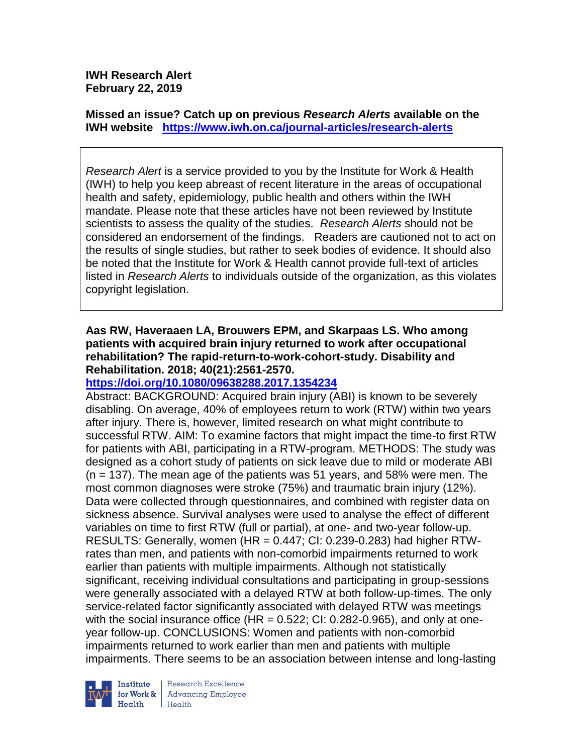**IWH Research Alert**
**February 22, 2019**

**Missed an issue? Catch up on previous *Research Alerts* available on the IWH website** **https://www.iwh.on.ca/journal-articles/research-alerts**

*Research Alert* is a service provided to you by the Institute for Work & Health (IWH) to help you keep abreast of recent literature in the areas of occupational health and safety, epidemiology, public health and others within the IWH mandate. Please note that these articles have not been reviewed by Institute scientists to assess the quality of the studies. *Research Alerts* should not be considered an endorsement of the findings. Readers are cautioned not to act on the results of single studies, but rather to seek bodies of evidence. It should also be noted that the Institute for Work & Health cannot provide full-text of articles listed in *Research Alerts* to individuals outside of the organization, as this violates copyright legislation.

**Aas RW, Haveraaen LA, Brouwers EPM, and Skarpaas LS. Who among patients with acquired brain injury returned to work after occupational rehabilitation? The rapid-return-to-work-cohort-study. Disability and Rehabilitation. 2018; 40(21):2561-2570.**
**https://doi.org/10.1080/09638288.2017.1354234**

Abstract: BACKGROUND: Acquired brain injury (ABI) is known to be severely disabling. On average, 40% of employees return to work (RTW) within two years after injury. There is, however, limited research on what might contribute to successful RTW. AIM: To examine factors that might impact the time-to first RTW for patients with ABI, participating in a RTW-program. METHODS: The study was designed as a cohort study of patients on sick leave due to mild or moderate ABI (n = 137). The mean age of the patients was 51 years, and 58% were men. The most common diagnoses were stroke (75%) and traumatic brain injury (12%). Data were collected through questionnaires, and combined with register data on sickness absence. Survival analyses were used to analyse the effect of different variables on time to first RTW (full or partial), at one- and two-year follow-up. RESULTS: Generally, women (HR = 0.447; CI: 0.239-0.283) had higher RTW-rates than men, and patients with non-comorbid impairments returned to work earlier than patients with multiple impairments. Although not statistically significant, receiving individual consultations and participating in group-sessions were generally associated with a delayed RTW at both follow-up-times. The only service-related factor significantly associated with delayed RTW was meetings with the social insurance office (HR = 0.522; CI: 0.282-0.965), and only at one-year follow-up. CONCLUSIONS: Women and patients with non-comorbid impairments returned to work earlier than men and patients with multiple impairments. There seems to be an association between intense and long-lasting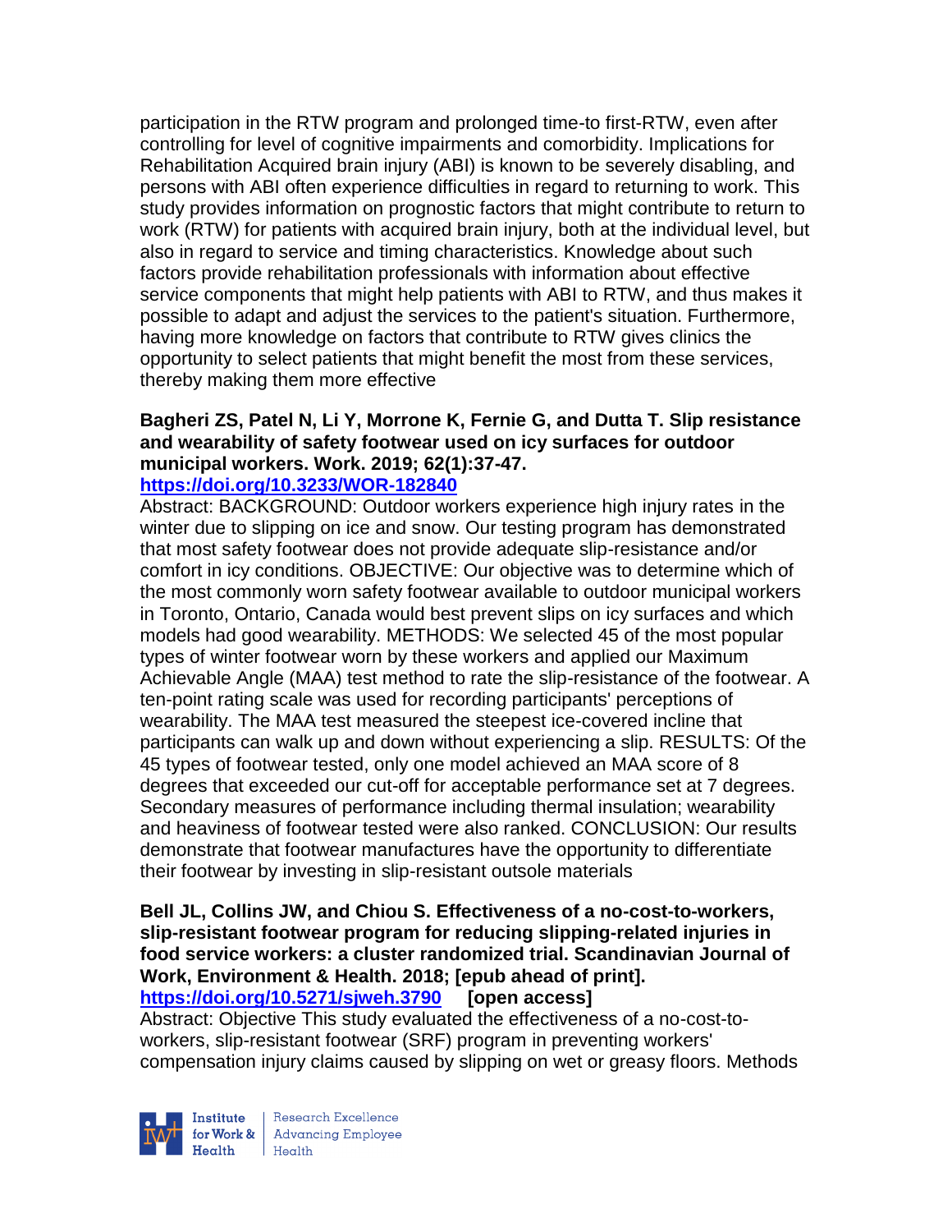participation in the RTW program and prolonged time-to first-RTW, even after controlling for level of cognitive impairments and comorbidity. Implications for Rehabilitation Acquired brain injury (ABI) is known to be severely disabling, and persons with ABI often experience difficulties in regard to returning to work. This study provides information on prognostic factors that might contribute to return to work (RTW) for patients with acquired brain injury, both at the individual level, but also in regard to service and timing characteristics. Knowledge about such factors provide rehabilitation professionals with information about effective service components that might help patients with ABI to RTW, and thus makes it possible to adapt and adjust the services to the patient's situation. Furthermore, having more knowledge on factors that contribute to RTW gives clinics the opportunity to select patients that might benefit the most from these services, thereby making them more effective

**Bagheri ZS, Patel N, Li Y, Morrone K, Fernie G, and Dutta T. Slip resistance and wearability of safety footwear used on icy surfaces for outdoor municipal workers. Work. 2019; 62(1):37-47.**
**https://doi.org/10.3233/WOR-182840**

Abstract: BACKGROUND: Outdoor workers experience high injury rates in the winter due to slipping on ice and snow. Our testing program has demonstrated that most safety footwear does not provide adequate slip-resistance and/or comfort in icy conditions. OBJECTIVE: Our objective was to determine which of the most commonly worn safety footwear available to outdoor municipal workers in Toronto, Ontario, Canada would best prevent slips on icy surfaces and which models had good wearability. METHODS: We selected 45 of the most popular types of winter footwear worn by these workers and applied our Maximum Achievable Angle (MAA) test method to rate the slip-resistance of the footwear. A ten-point rating scale was used for recording participants' perceptions of wearability. The MAA test measured the steepest ice-covered incline that participants can walk up and down without experiencing a slip. RESULTS: Of the 45 types of footwear tested, only one model achieved an MAA score of 8 degrees that exceeded our cut-off for acceptable performance set at 7 degrees. Secondary measures of performance including thermal insulation; wearability and heaviness of footwear tested were also ranked. CONCLUSION: Our results demonstrate that footwear manufactures have the opportunity to differentiate their footwear by investing in slip-resistant outsole materials

**Bell JL, Collins JW, and Chiou S. Effectiveness of a no-cost-to-workers, slip-resistant footwear program for reducing slipping-related injuries in food service workers: a cluster randomized trial. Scandinavian Journal of Work, Environment & Health. 2018; [epub ahead of print].**
**https://doi.org/10.5271/sjweh.3790** **[open access]**

Abstract: Objective This study evaluated the effectiveness of a no-cost-to-workers, slip-resistant footwear (SRF) program in preventing workers' compensation injury claims caused by slipping on wet or greasy floors. Methods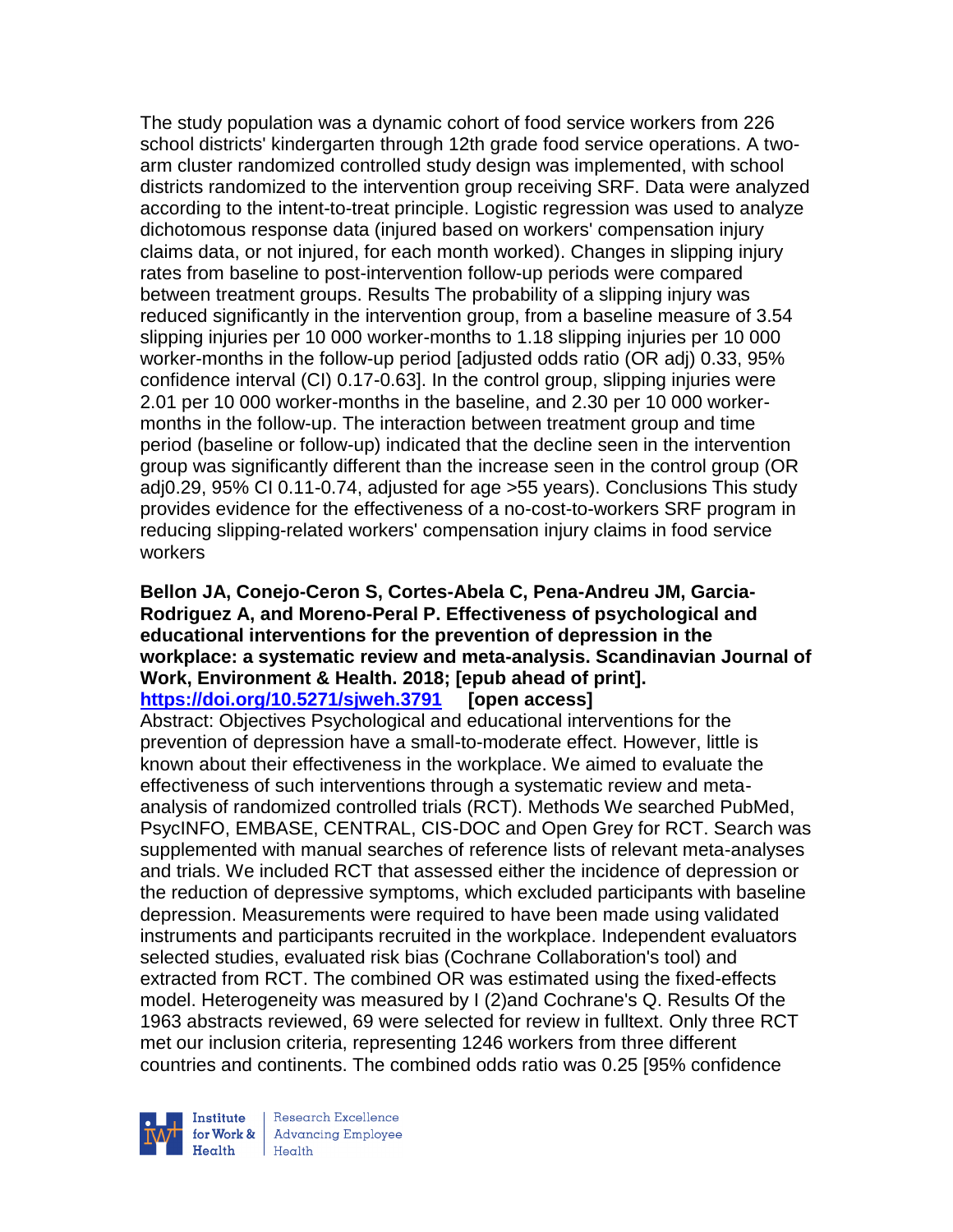The study population was a dynamic cohort of food service workers from 226 school districts' kindergarten through 12th grade food service operations. A two-arm cluster randomized controlled study design was implemented, with school districts randomized to the intervention group receiving SRF. Data were analyzed according to the intent-to-treat principle. Logistic regression was used to analyze dichotomous response data (injured based on workers' compensation injury claims data, or not injured, for each month worked). Changes in slipping injury rates from baseline to post-intervention follow-up periods were compared between treatment groups. Results The probability of a slipping injury was reduced significantly in the intervention group, from a baseline measure of 3.54 slipping injuries per 10 000 worker-months to 1.18 slipping injuries per 10 000 worker-months in the follow-up period [adjusted odds ratio (OR adj) 0.33, 95% confidence interval (CI) 0.17-0.63]. In the control group, slipping injuries were 2.01 per 10 000 worker-months in the baseline, and 2.30 per 10 000 worker-months in the follow-up. The interaction between treatment group and time period (baseline or follow-up) indicated that the decline seen in the intervention group was significantly different than the increase seen in the control group (OR adj0.29, 95% CI 0.11-0.74, adjusted for age >55 years). Conclusions This study provides evidence for the effectiveness of a no-cost-to-workers SRF program in reducing slipping-related workers' compensation injury claims in food service workers

**Bellon JA, Conejo-Ceron S, Cortes-Abela C, Pena-Andreu JM, Garcia-Rodriguez A, and Moreno-Peral P. Effectiveness of psychological and educational interventions for the prevention of depression in the workplace: a systematic review and meta-analysis. Scandinavian Journal of Work, Environment & Health. 2018; [epub ahead of print].**
**https://doi.org/10.5271/sjweh.3791 [open access]**
Abstract: Objectives Psychological and educational interventions for the prevention of depression have a small-to-moderate effect. However, little is known about their effectiveness in the workplace. We aimed to evaluate the effectiveness of such interventions through a systematic review and meta-analysis of randomized controlled trials (RCT). Methods We searched PubMed, PsycINFO, EMBASE, CENTRAL, CIS-DOC and Open Grey for RCT. Search was supplemented with manual searches of reference lists of relevant meta-analyses and trials. We included RCT that assessed either the incidence of depression or the reduction of depressive symptoms, which excluded participants with baseline depression. Measurements were required to have been made using validated instruments and participants recruited in the workplace. Independent evaluators selected studies, evaluated risk bias (Cochrane Collaboration's tool) and extracted from RCT. The combined OR was estimated using the fixed-effects model. Heterogeneity was measured by I (2)and Cochrane's Q. Results Of the 1963 abstracts reviewed, 69 were selected for review in fulltext. Only three RCT met our inclusion criteria, representing 1246 workers from three different countries and continents. The combined odds ratio was 0.25 [95% confidence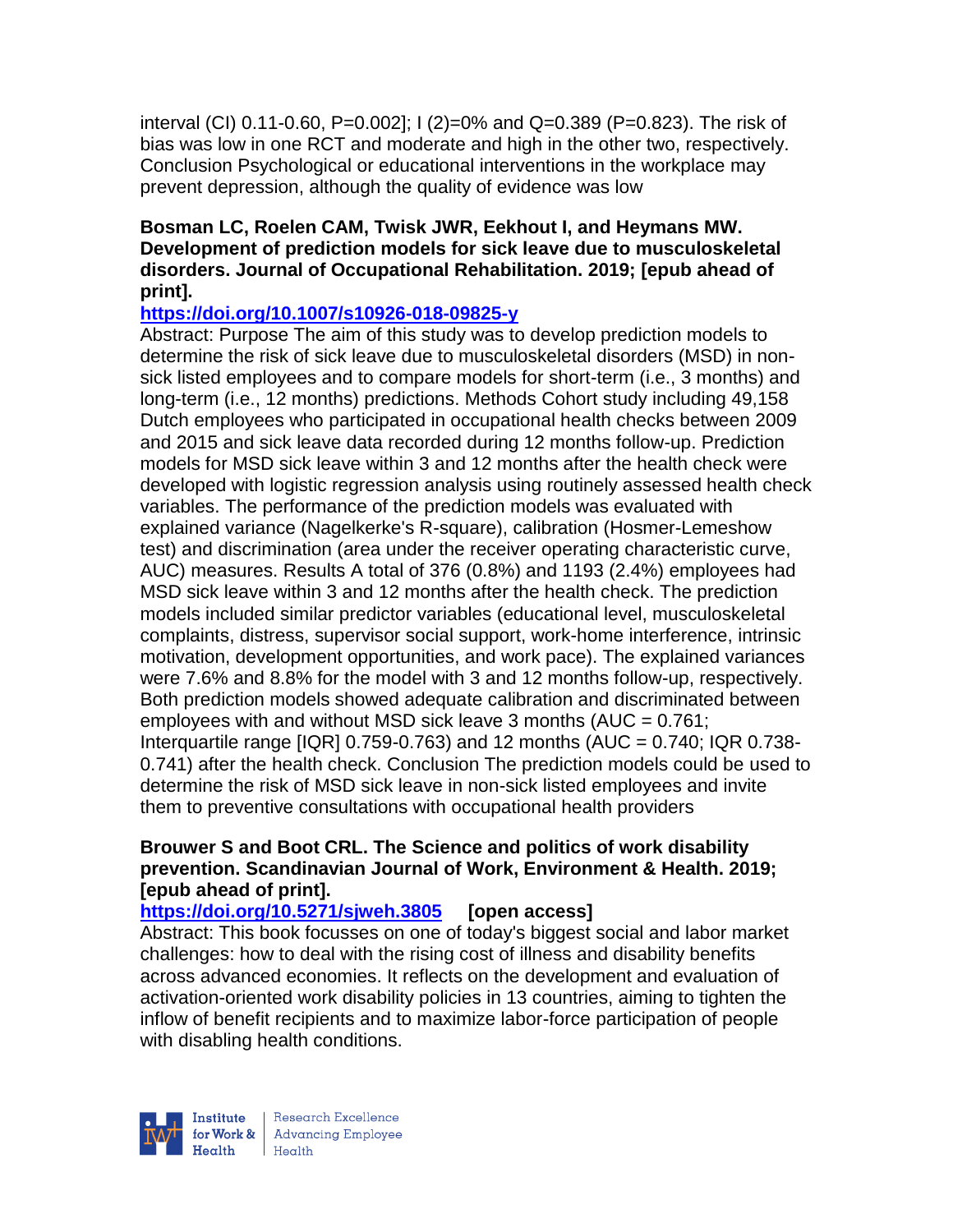interval (CI) 0.11-0.60, P=0.002]; I (2)=0% and Q=0.389 (P=0.823). The risk of bias was low in one RCT and moderate and high in the other two, respectively. Conclusion Psychological or educational interventions in the workplace may prevent depression, although the quality of evidence was low

**Bosman LC, Roelen CAM, Twisk JWR, Eekhout I, and Heymans MW. Development of prediction models for sick leave due to musculoskeletal disorders. Journal of Occupational Rehabilitation. 2019; [epub ahead of print].**

**https://doi.org/10.1007/s10926-018-09825-y**

Abstract: Purpose The aim of this study was to develop prediction models to determine the risk of sick leave due to musculoskeletal disorders (MSD) in non-sick listed employees and to compare models for short-term (i.e., 3 months) and long-term (i.e., 12 months) predictions. Methods Cohort study including 49,158 Dutch employees who participated in occupational health checks between 2009 and 2015 and sick leave data recorded during 12 months follow-up. Prediction models for MSD sick leave within 3 and 12 months after the health check were developed with logistic regression analysis using routinely assessed health check variables. The performance of the prediction models was evaluated with explained variance (Nagelkerke's R-square), calibration (Hosmer-Lemeshow test) and discrimination (area under the receiver operating characteristic curve, AUC) measures. Results A total of 376 (0.8%) and 1193 (2.4%) employees had MSD sick leave within 3 and 12 months after the health check. The prediction models included similar predictor variables (educational level, musculoskeletal complaints, distress, supervisor social support, work-home interference, intrinsic motivation, development opportunities, and work pace). The explained variances were 7.6% and 8.8% for the model with 3 and 12 months follow-up, respectively. Both prediction models showed adequate calibration and discriminated between employees with and without MSD sick leave 3 months (AUC = 0.761; Interquartile range [IQR] 0.759-0.763) and 12 months (AUC = 0.740; IQR 0.738-0.741) after the health check. Conclusion The prediction models could be used to determine the risk of MSD sick leave in non-sick listed employees and invite them to preventive consultations with occupational health providers

**Brouwer S and Boot CRL. The Science and politics of work disability prevention. Scandinavian Journal of Work, Environment & Health. 2019; [epub ahead of print].**

**https://doi.org/10.5271/sjweh.3805** **[open access]**

Abstract: This book focusses on one of today's biggest social and labor market challenges: how to deal with the rising cost of illness and disability benefits across advanced economies. It reflects on the development and evaluation of activation-oriented work disability policies in 13 countries, aiming to tighten the inflow of benefit recipients and to maximize labor-force participation of people with disabling health conditions.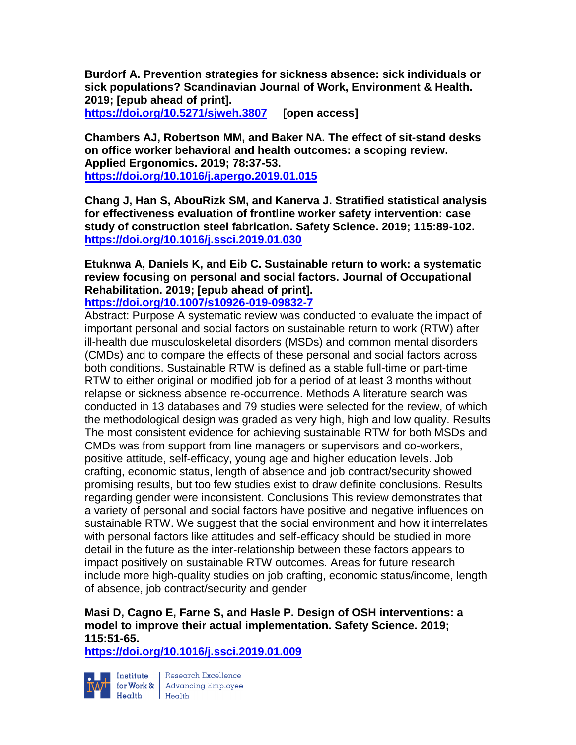**Burdorf A. Prevention strategies for sickness absence: sick individuals or sick populations? Scandinavian Journal of Work, Environment & Health. 2019; [epub ahead of print].**
**https://doi.org/10.5271/sjweh.3807** **[open access]**

**Chambers AJ, Robertson MM, and Baker NA. The effect of sit-stand desks on office worker behavioral and health outcomes: a scoping review. Applied Ergonomics. 2019; 78:37-53.**
**https://doi.org/10.1016/j.apergo.2019.01.015**

**Chang J, Han S, AbouRizk SM, and Kanerva J. Stratified statistical analysis for effectiveness evaluation of frontline worker safety intervention: case study of construction steel fabrication. Safety Science. 2019; 115:89-102.**
**https://doi.org/10.1016/j.ssci.2019.01.030**

**Etuknwa A, Daniels K, and Eib C. Sustainable return to work: a systematic review focusing on personal and social factors. Journal of Occupational Rehabilitation. 2019; [epub ahead of print].**
**https://doi.org/10.1007/s10926-019-09832-7**

Abstract: Purpose A systematic review was conducted to evaluate the impact of important personal and social factors on sustainable return to work (RTW) after ill-health due musculoskeletal disorders (MSDs) and common mental disorders (CMDs) and to compare the effects of these personal and social factors across both conditions. Sustainable RTW is defined as a stable full-time or part-time RTW to either original or modified job for a period of at least 3 months without relapse or sickness absence re-occurrence. Methods A literature search was conducted in 13 databases and 79 studies were selected for the review, of which the methodological design was graded as very high, high and low quality. Results The most consistent evidence for achieving sustainable RTW for both MSDs and CMDs was from support from line managers or supervisors and co-workers, positive attitude, self-efficacy, young age and higher education levels. Job crafting, economic status, length of absence and job contract/security showed promising results, but too few studies exist to draw definite conclusions. Results regarding gender were inconsistent. Conclusions This review demonstrates that a variety of personal and social factors have positive and negative influences on sustainable RTW. We suggest that the social environment and how it interrelates with personal factors like attitudes and self-efficacy should be studied in more detail in the future as the inter-relationship between these factors appears to impact positively on sustainable RTW outcomes. Areas for future research include more high-quality studies on job crafting, economic status/income, length of absence, job contract/security and gender

**Masi D, Cagno E, Farne S, and Hasle P. Design of OSH interventions: a model to improve their actual implementation. Safety Science. 2019; 115:51-65.**
**https://doi.org/10.1016/j.ssci.2019.01.009**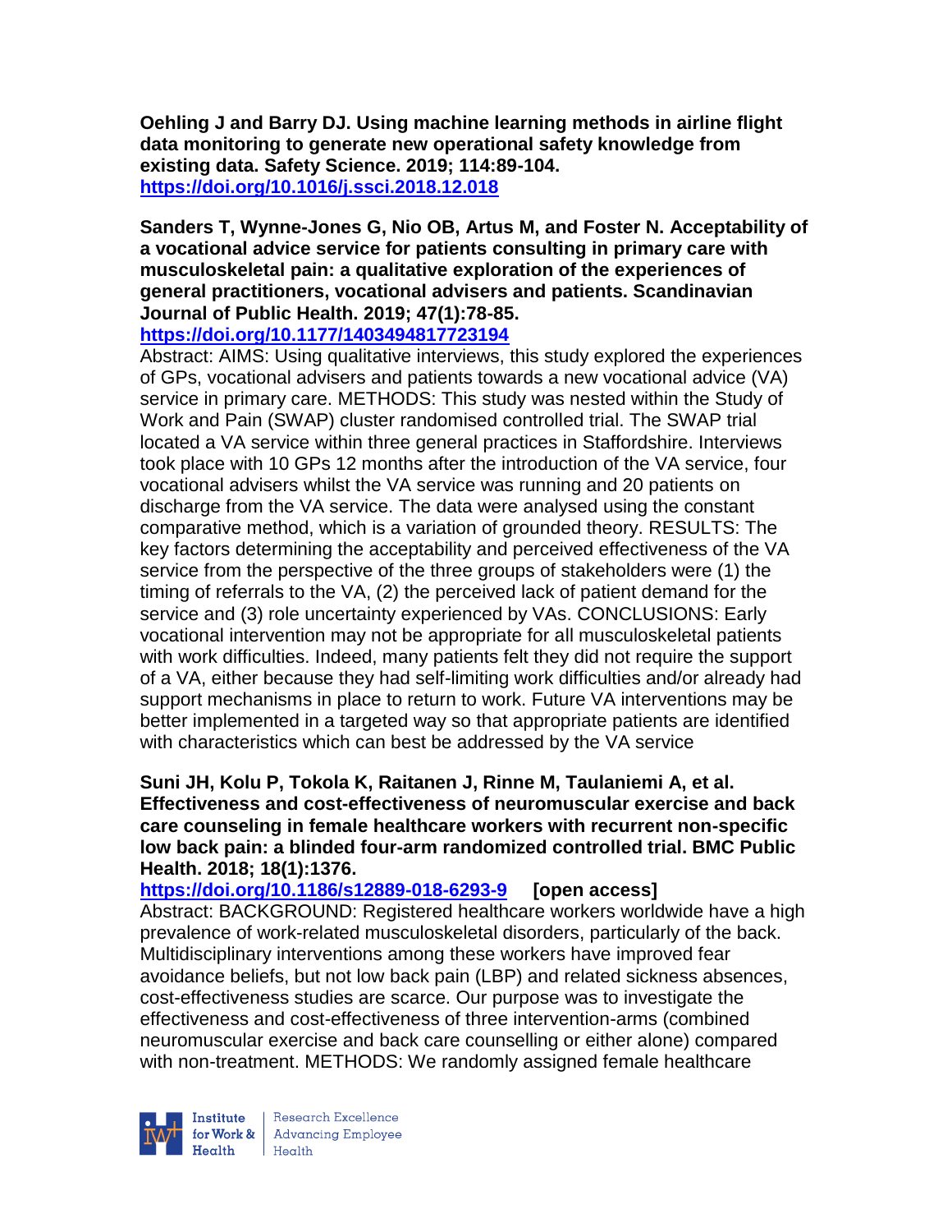**Oehling J and Barry DJ. Using machine learning methods in airline flight data monitoring to generate new operational safety knowledge from existing data. Safety Science. 2019; 114:89-104.**
**https://doi.org/10.1016/j.ssci.2018.12.018**

**Sanders T, Wynne-Jones G, Nio OB, Artus M, and Foster N. Acceptability of a vocational advice service for patients consulting in primary care with musculoskeletal pain: a qualitative exploration of the experiences of general practitioners, vocational advisers and patients. Scandinavian Journal of Public Health. 2019; 47(1):78-85.**
**https://doi.org/10.1177/1403494817723194**
Abstract: AIMS: Using qualitative interviews, this study explored the experiences of GPs, vocational advisers and patients towards a new vocational advice (VA) service in primary care. METHODS: This study was nested within the Study of Work and Pain (SWAP) cluster randomised controlled trial. The SWAP trial located a VA service within three general practices in Staffordshire. Interviews took place with 10 GPs 12 months after the introduction of the VA service, four vocational advisers whilst the VA service was running and 20 patients on discharge from the VA service. The data were analysed using the constant comparative method, which is a variation of grounded theory. RESULTS: The key factors determining the acceptability and perceived effectiveness of the VA service from the perspective of the three groups of stakeholders were (1) the timing of referrals to the VA, (2) the perceived lack of patient demand for the service and (3) role uncertainty experienced by VAs. CONCLUSIONS: Early vocational intervention may not be appropriate for all musculoskeletal patients with work difficulties. Indeed, many patients felt they did not require the support of a VA, either because they had self-limiting work difficulties and/or already had support mechanisms in place to return to work. Future VA interventions may be better implemented in a targeted way so that appropriate patients are identified with characteristics which can best be addressed by the VA service

**Suni JH, Kolu P, Tokola K, Raitanen J, Rinne M, Taulaniemi A, et al. Effectiveness and cost-effectiveness of neuromuscular exercise and back care counseling in female healthcare workers with recurrent non-specific low back pain: a blinded four-arm randomized controlled trial. BMC Public Health. 2018; 18(1):1376.**
**https://doi.org/10.1186/s12889-018-6293-9 [open access]**
Abstract: BACKGROUND: Registered healthcare workers worldwide have a high prevalence of work-related musculoskeletal disorders, particularly of the back. Multidisciplinary interventions among these workers have improved fear avoidance beliefs, but not low back pain (LBP) and related sickness absences, cost-effectiveness studies are scarce. Our purpose was to investigate the effectiveness and cost-effectiveness of three intervention-arms (combined neuromuscular exercise and back care counselling or either alone) compared with non-treatment. METHODS: We randomly assigned female healthcare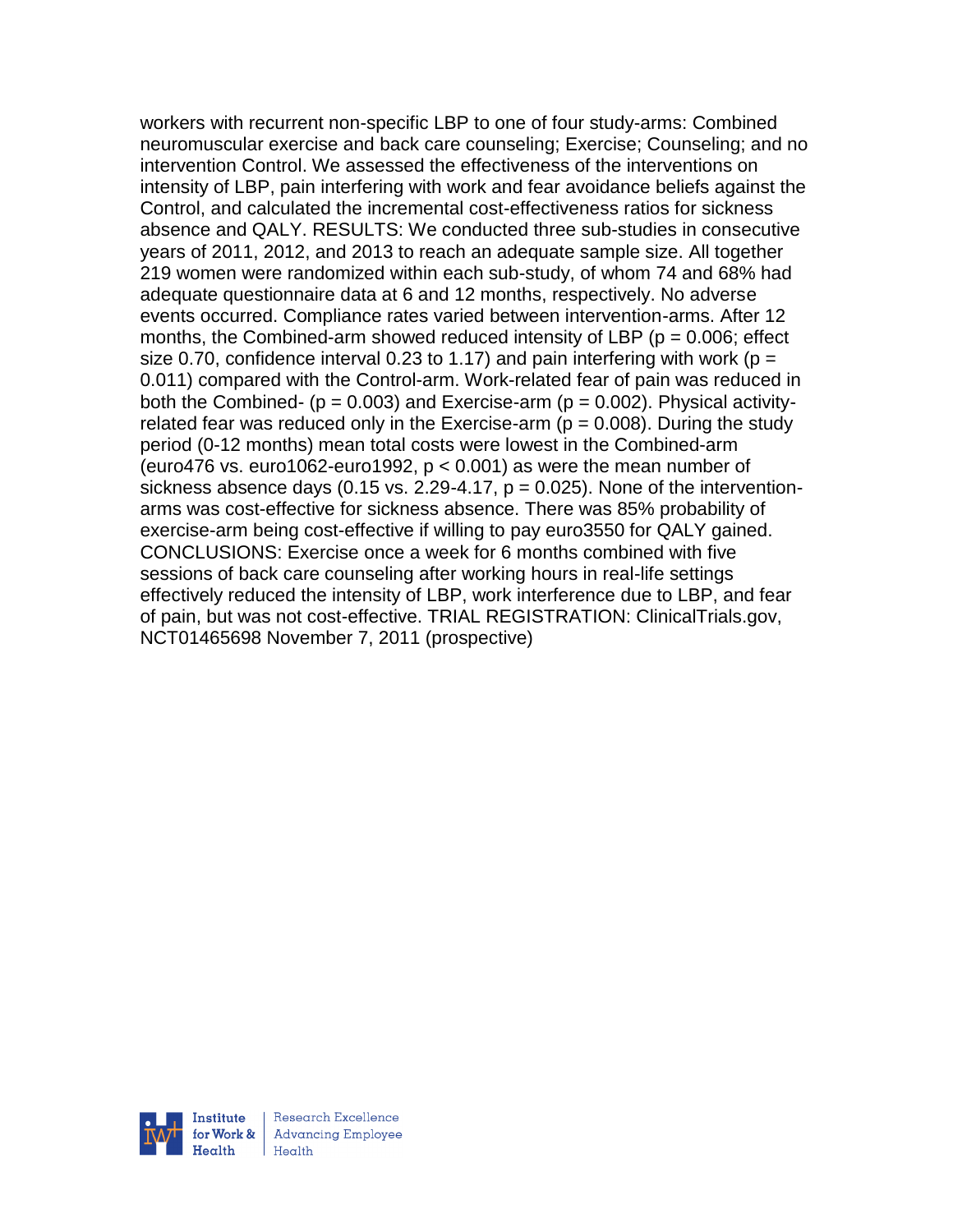workers with recurrent non-specific LBP to one of four study-arms: Combined neuromuscular exercise and back care counseling; Exercise; Counseling; and no intervention Control. We assessed the effectiveness of the interventions on intensity of LBP, pain interfering with work and fear avoidance beliefs against the Control, and calculated the incremental cost-effectiveness ratios for sickness absence and QALY. RESULTS: We conducted three sub-studies in consecutive years of 2011, 2012, and 2013 to reach an adequate sample size. All together 219 women were randomized within each sub-study, of whom 74 and 68% had adequate questionnaire data at 6 and 12 months, respectively. No adverse events occurred. Compliance rates varied between intervention-arms. After 12 months, the Combined-arm showed reduced intensity of LBP ($p = 0.006$; effect size 0.70, confidence interval 0.23 to 1.17) and pain interfering with work ($p = 0.011$) compared with the Control-arm. Work-related fear of pain was reduced in both the Combined- ($p = 0.003$) and Exercise-arm ($p = 0.002$). Physical activity-related fear was reduced only in the Exercise-arm ($p = 0.008$). During the study period (0-12 months) mean total costs were lowest in the Combined-arm (euro476 vs. euro1062-euro1992, $p < 0.001$) as were the mean number of sickness absence days (0.15 vs. 2.29-4.17, $p = 0.025$). None of the intervention-arms was cost-effective for sickness absence. There was 85% probability of exercise-arm being cost-effective if willing to pay euro3550 for QALY gained. CONCLUSIONS: Exercise once a week for 6 months combined with five sessions of back care counseling after working hours in real-life settings effectively reduced the intensity of LBP, work interference due to LBP, and fear of pain, but was not cost-effective. TRIAL REGISTRATION: ClinicalTrials.gov, NCT01465698 November 7, 2011 (prospective)